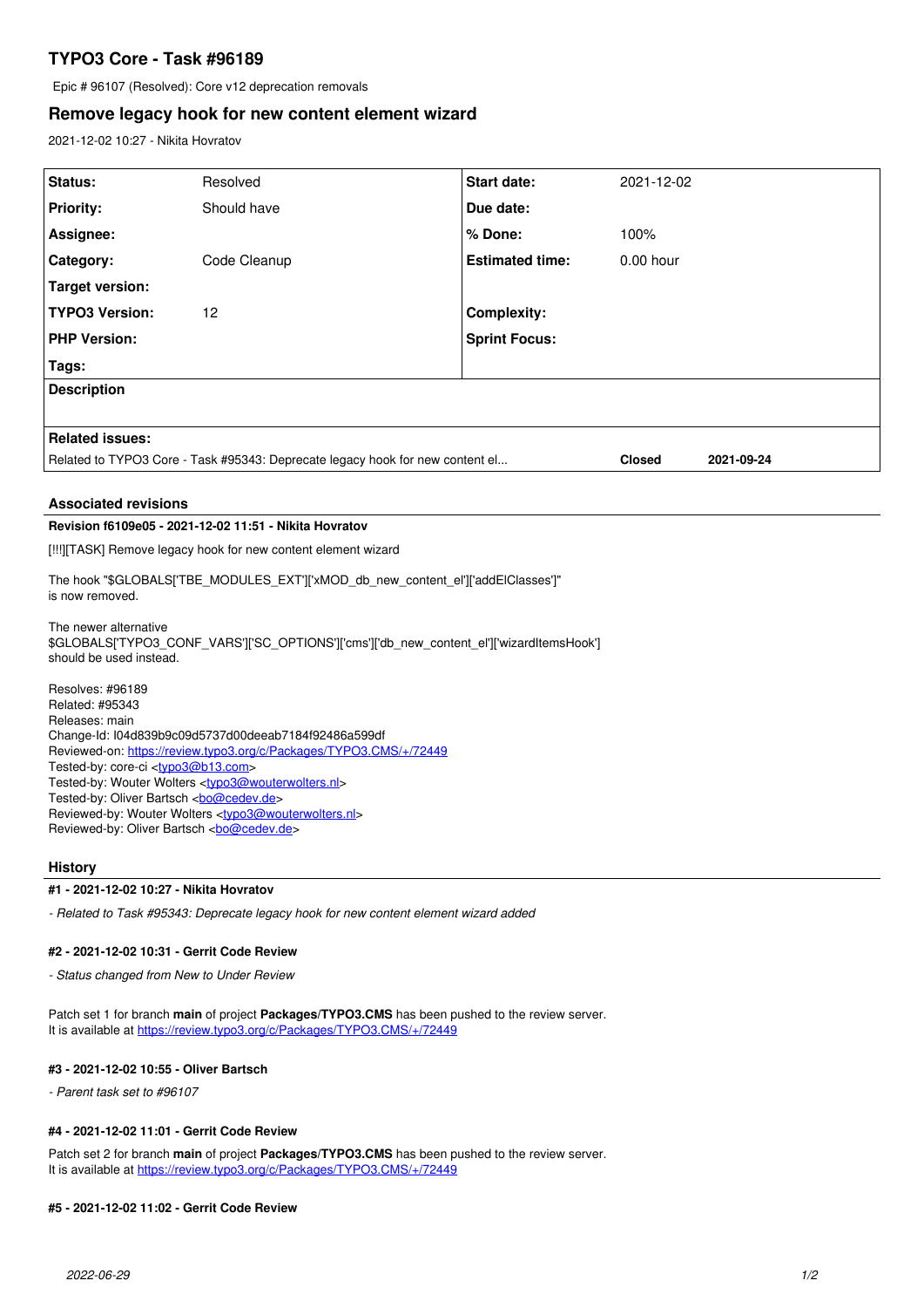# TYPO3 Core - Task #96189

Epic # 96107 (Resolved): Core v12 deprecation removals

## Remove legacy hook for new content element wizard

2021-12-02 10:27 - Nikita Hovratov

| | | | |
|---|---|---|---|
| **Status:** | Resolved | **Start date:** | 2021-12-02 |
| **Priority:** | Should have | **Due date:** | |
| **Assignee:** | | **% Done:** | 100% |
| **Category:** | Code Cleanup | **Estimated time:** | 0.00 hour |
| **Target version:** | | | |
| **TYPO3 Version:** | 12 | **Complexity:** | |
| **PHP Version:** | | **Sprint Focus:** | |
| **Tags:** | | | |
| **Description** | | | |
| | | | |
| **Related issues:** | | | |
| Related to TYPO3 Core - Task #95343: Deprecate legacy hook for new content el... | | **Closed** | **2021-09-24** |

### Associated revisions

**Revision f6109e05 - 2021-12-02 11:51 - Nikita Hovratov**

[!!!][TASK] Remove legacy hook for new content element wizard

The hook "$GLOBALS['TBE_MODULES_EXT']['xMOD_db_new_content_el']['addElClasses']"
is now removed.

The newer alternative
$GLOBALS['TYPO3_CONF_VARS']['SC_OPTIONS']['cms']['db_new_content_el']['wizardItemsHook']
should be used instead.

Resolves: #96189
Related: #95343
Releases: main
Change-Id: I04d839b9c09d5737d00deeab7184f92486a599df
Reviewed-on: https://review.typo3.org/c/Packages/TYPO3.CMS/+/72449
Tested-by: core-ci <typo3@b13.com>
Tested-by: Wouter Wolters <typo3@wouterwolters.nl>
Tested-by: Oliver Bartsch <bo@cedev.de>
Reviewed-by: Wouter Wolters <typo3@wouterwolters.nl>
Reviewed-by: Oliver Bartsch <bo@cedev.de>

### History

**#1 - 2021-12-02 10:27 - Nikita Hovratov**

*- Related to Task #95343: Deprecate legacy hook for new content element wizard added*

**#2 - 2021-12-02 10:31 - Gerrit Code Review**

*- Status changed from New to Under Review*

Patch set 1 for branch **main** of project **Packages/TYPO3.CMS** has been pushed to the review server.
It is available at https://review.typo3.org/c/Packages/TYPO3.CMS/+/72449

**#3 - 2021-12-02 10:55 - Oliver Bartsch**

*- Parent task set to #96107*

**#4 - 2021-12-02 11:01 - Gerrit Code Review**

Patch set 2 for branch **main** of project **Packages/TYPO3.CMS** has been pushed to the review server.
It is available at https://review.typo3.org/c/Packages/TYPO3.CMS/+/72449

**#5 - 2021-12-02 11:02 - Gerrit Code Review**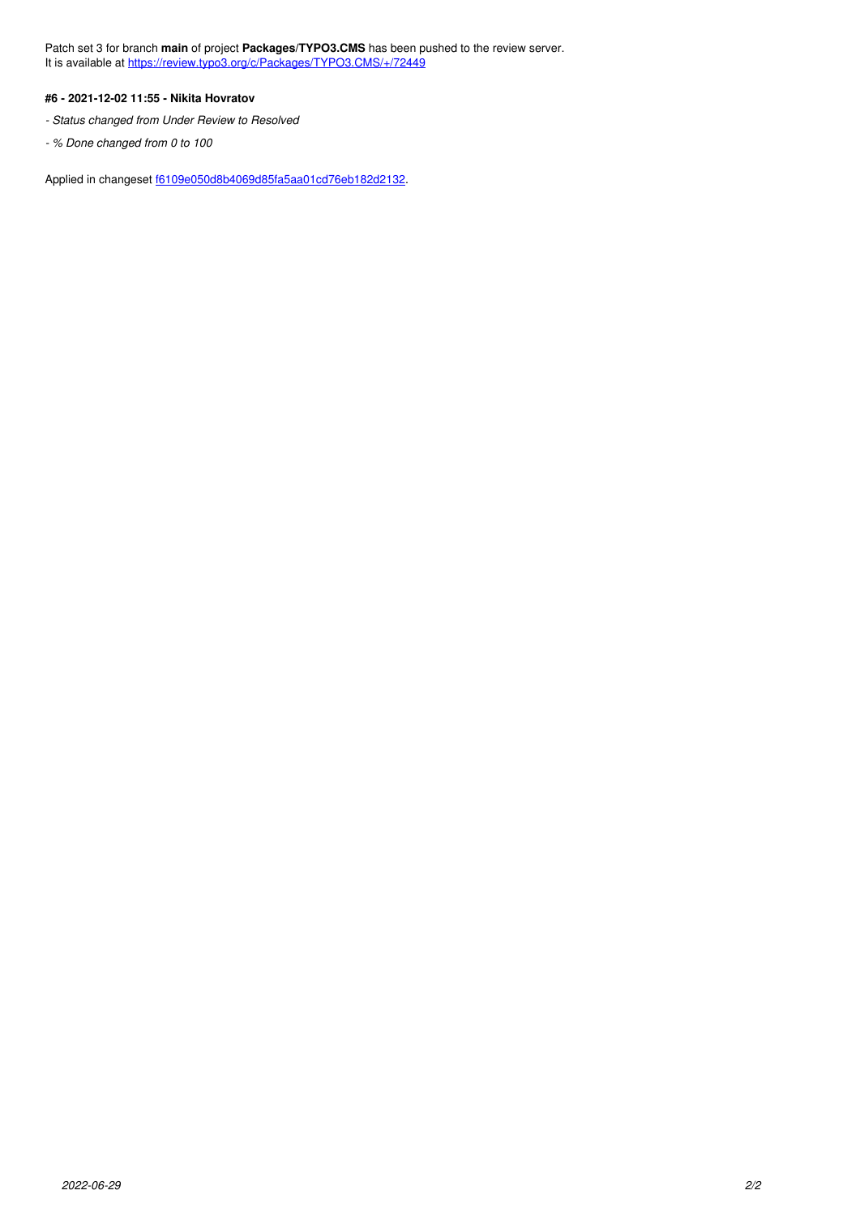Patch set 3 for branch **main** of project **Packages/TYPO3.CMS** has been pushed to the review server.
It is available at https://review.typo3.org/c/Packages/TYPO3.CMS/+/72449

#### #6 - 2021-12-02 11:55 - Nikita Hovratov

- *Status changed from Under Review to Resolved*
- *% Done changed from 0 to 100*

Applied in changeset f6109e050d8b4069d85fa5aa01cd76eb182d2132.